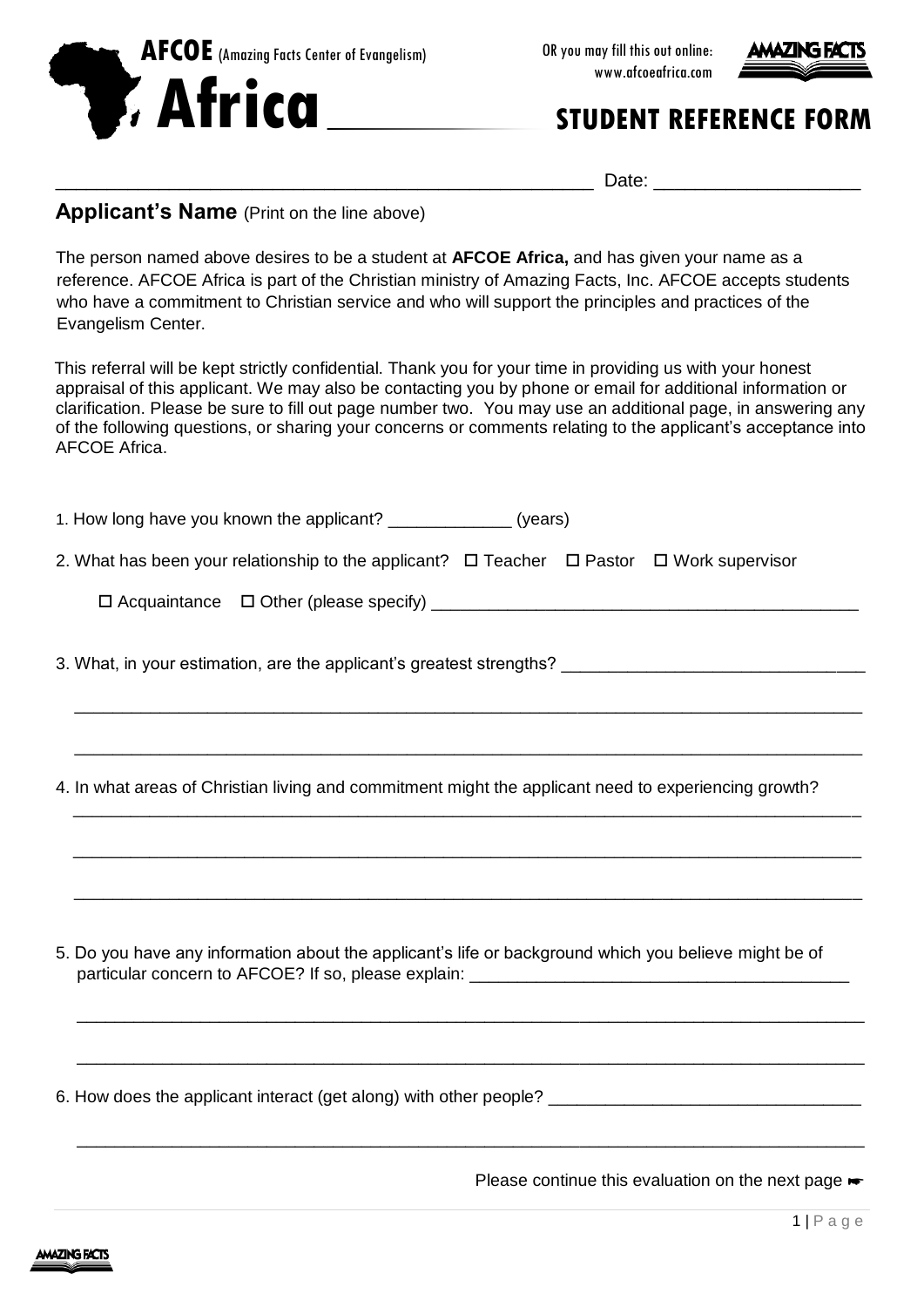# AFCOE (Amazing Facts Center of Evangelism) Africa

OR you may fill this out online: www.afcoeafrica.com

AMAZING FACTS

## STUDENT REFERENCE FORM

\_\_\_\_\_\_\_\_\_\_\_\_\_\_\_\_\_\_\_\_\_\_\_\_\_\_\_\_\_\_\_\_\_\_\_\_\_\_\_\_\_\_\_\_\_\_\_\_ Date: \_\_\_\_\_\_\_\_\_\_\_\_\_\_\_\_\_\_

**Applicant's Name** (Print on the line above)

The person named above desires to be a student at **AFCOE Africa,** and has given your name as a reference. AFCOE Africa is part of the Christian ministry of Amazing Facts, Inc. AFCOE accepts students who have a commitment to Christian service and who will support the principles and practices of the Evangelism Center.

This referral will be kept strictly confidential. Thank you for your time in providing us with your honest appraisal of this applicant. We may also be contacting you by phone or email for additional information or clarification. Please be sure to fill out page number two. You may use an additional page, in answering any of the following questions, or sharing your concerns or comments relating to the applicant's acceptance into AFCOE Africa.

1. How long have you known the applicant? \_\_\_\_\_\_\_\_\_\_\_\_ (years)

2. What has been your relationship to the applicant? ☐ Teacher ☐ Pastor ☐ Work supervisor

   ☐ Acquaintance ☐ Other (please specify) \_\_\_\_\_\_\_\_\_\_\_\_\_\_\_\_\_\_\_\_\_\_\_\_\_\_\_\_\_\_\_\_\_\_\_\_\_\_\_\_\_\_

3. What, in your estimation, are the applicant's greatest strengths? \_\_\_\_\_\_\_\_\_\_\_\_\_\_\_\_\_\_\_\_\_\_\_\_\_\_\_\_\_\_

   \_\_\_\_\_\_\_\_\_\_\_\_\_\_\_\_\_\_\_\_\_\_\_\_\_\_\_\_\_\_\_\_\_\_\_\_\_\_\_\_\_\_\_\_\_\_\_\_\_\_\_\_\_\_\_\_\_\_\_\_\_\_\_\_\_\_\_\_\_\_\_\_\_\_\_\_\_\_

   \_\_\_\_\_\_\_\_\_\_\_\_\_\_\_\_\_\_\_\_\_\_\_\_\_\_\_\_\_\_\_\_\_\_\_\_\_\_\_\_\_\_\_\_\_\_\_\_\_\_\_\_\_\_\_\_\_\_\_\_\_\_\_\_\_\_\_\_\_\_\_\_\_\_\_\_\_\_

4. In what areas of Christian living and commitment might the applicant need to experiencing growth?

   \_\_\_\_\_\_\_\_\_\_\_\_\_\_\_\_\_\_\_\_\_\_\_\_\_\_\_\_\_\_\_\_\_\_\_\_\_\_\_\_\_\_\_\_\_\_\_\_\_\_\_\_\_\_\_\_\_\_\_\_\_\_\_\_\_\_\_\_\_\_\_\_\_\_\_\_\_\_

   \_\_\_\_\_\_\_\_\_\_\_\_\_\_\_\_\_\_\_\_\_\_\_\_\_\_\_\_\_\_\_\_\_\_\_\_\_\_\_\_\_\_\_\_\_\_\_\_\_\_\_\_\_\_\_\_\_\_\_\_\_\_\_\_\_\_\_\_\_\_\_\_\_\_\_\_\_\_

   \_\_\_\_\_\_\_\_\_\_\_\_\_\_\_\_\_\_\_\_\_\_\_\_\_\_\_\_\_\_\_\_\_\_\_\_\_\_\_\_\_\_\_\_\_\_\_\_\_\_\_\_\_\_\_\_\_\_\_\_\_\_\_\_\_\_\_\_\_\_\_\_\_\_\_\_\_\_

5. Do you have any information about the applicant's life or background which you believe might be of particular concern to AFCOE? If so, please explain: \_\_\_\_\_\_\_\_\_\_\_\_\_\_\_\_\_\_\_\_\_\_\_\_\_\_\_\_\_\_\_\_\_\_\_\_\_\_

   \_\_\_\_\_\_\_\_\_\_\_\_\_\_\_\_\_\_\_\_\_\_\_\_\_\_\_\_\_\_\_\_\_\_\_\_\_\_\_\_\_\_\_\_\_\_\_\_\_\_\_\_\_\_\_\_\_\_\_\_\_\_\_\_\_\_\_\_\_\_\_\_\_\_\_\_\_\_

   \_\_\_\_\_\_\_\_\_\_\_\_\_\_\_\_\_\_\_\_\_\_\_\_\_\_\_\_\_\_\_\_\_\_\_\_\_\_\_\_\_\_\_\_\_\_\_\_\_\_\_\_\_\_\_\_\_\_\_\_\_\_\_\_\_\_\_\_\_\_\_\_\_\_\_\_\_\_

6. How does the applicant interact (get along) with other people? \_\_\_\_\_\_\_\_\_\_\_\_\_\_\_\_\_\_\_\_\_\_\_\_\_\_\_\_\_\_\_

   \_\_\_\_\_\_\_\_\_\_\_\_\_\_\_\_\_\_\_\_\_\_\_\_\_\_\_\_\_\_\_\_\_\_\_\_\_\_\_\_\_\_\_\_\_\_\_\_\_\_\_\_\_\_\_\_\_\_\_\_\_\_\_\_\_\_\_\_\_\_\_\_\_\_\_\_\_\_

Please continue this evaluation on the next page ☛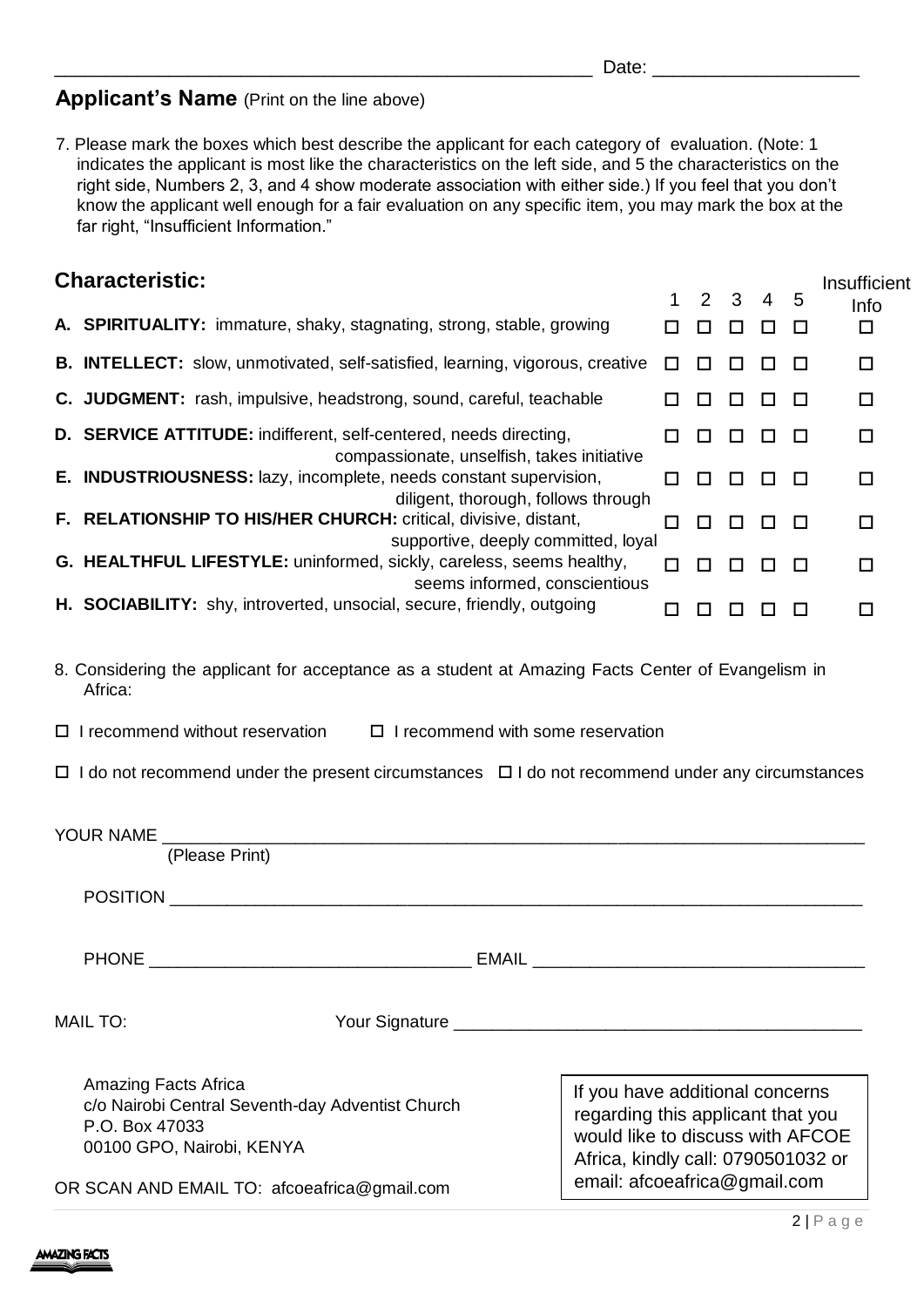______________________________________________________ Date: ____________________

**Applicant's Name** (Print on the line above)

7. Please mark the boxes which best describe the applicant for each category of evaluation. (Note: 1 indicates the applicant is most like the characteristics on the left side, and 5 the characteristics on the right side, Numbers 2, 3, and 4 show moderate association with either side.) If you feel that you don't know the applicant well enough for a fair evaluation on any specific item, you may mark the box at the far right, "Insufficient Information."

## Characteristic:

| | 1 | 2 | 3 | 4 | 5 | Insufficient Info |
|---|---|---|---|---|---|---|
| **A. SPIRITUALITY:** immature, shaky, stagnating, strong, stable, growing | ☐ | ☐ | ☐ | ☐ | ☐ | ☐ |
| **B. INTELLECT:** slow, unmotivated, self-satisfied, learning, vigorous, creative | ☐ | ☐ | ☐ | ☐ | ☐ | ☐ |
| **C. JUDGMENT:** rash, impulsive, headstrong, sound, careful, teachable | ☐ | ☐ | ☐ | ☐ | ☐ | ☐ |
| **D. SERVICE ATTITUDE:** indifferent, self-centered, needs directing, compassionate, unselfish, takes initiative | ☐ | ☐ | ☐ | ☐ | ☐ | ☐ |
| **E. INDUSTRIOUSNESS:** lazy, incomplete, needs constant supervision, diligent, thorough, follows through | ☐ | ☐ | ☐ | ☐ | ☐ | ☐ |
| **F. RELATIONSHIP TO HIS/HER CHURCH:** critical, divisive, distant, supportive, deeply committed, loyal | ☐ | ☐ | ☐ | ☐ | ☐ | ☐ |
| **G. HEALTHFUL LIFESTYLE:** uninformed, sickly, careless, seems healthy, seems informed, conscientious | ☐ | ☐ | ☐ | ☐ | ☐ | ☐ |
| **H. SOCIABILITY:** shy, introverted, unsocial, secure, friendly, outgoing | ☐ | ☐ | ☐ | ☐ | ☐ | ☐ |

8. Considering the applicant for acceptance as a student at Amazing Facts Center of Evangelism in Africa:

☐ I recommend without reservation ☐ I recommend with some reservation

☐ I do not recommend under the present circumstances ☐ I do not recommend under any circumstances

YOUR NAME ____________________________________________________________________________
(Please Print)

POSITION ____________________________________________________________________________

PHONE _________________________________ EMAIL __________________________________

MAIL TO: Your Signature __________________________________________

Amazing Facts Africa
c/o Nairobi Central Seventh-day Adventist Church
P.O. Box 47033
00100 GPO, Nairobi, KENYA

OR SCAN AND EMAIL TO: afcoeafrica@gmail.com

If you have additional concerns regarding this applicant that you would like to discuss with AFCOE Africa, kindly call: 0790501032 or email: afcoeafrica@gmail.com